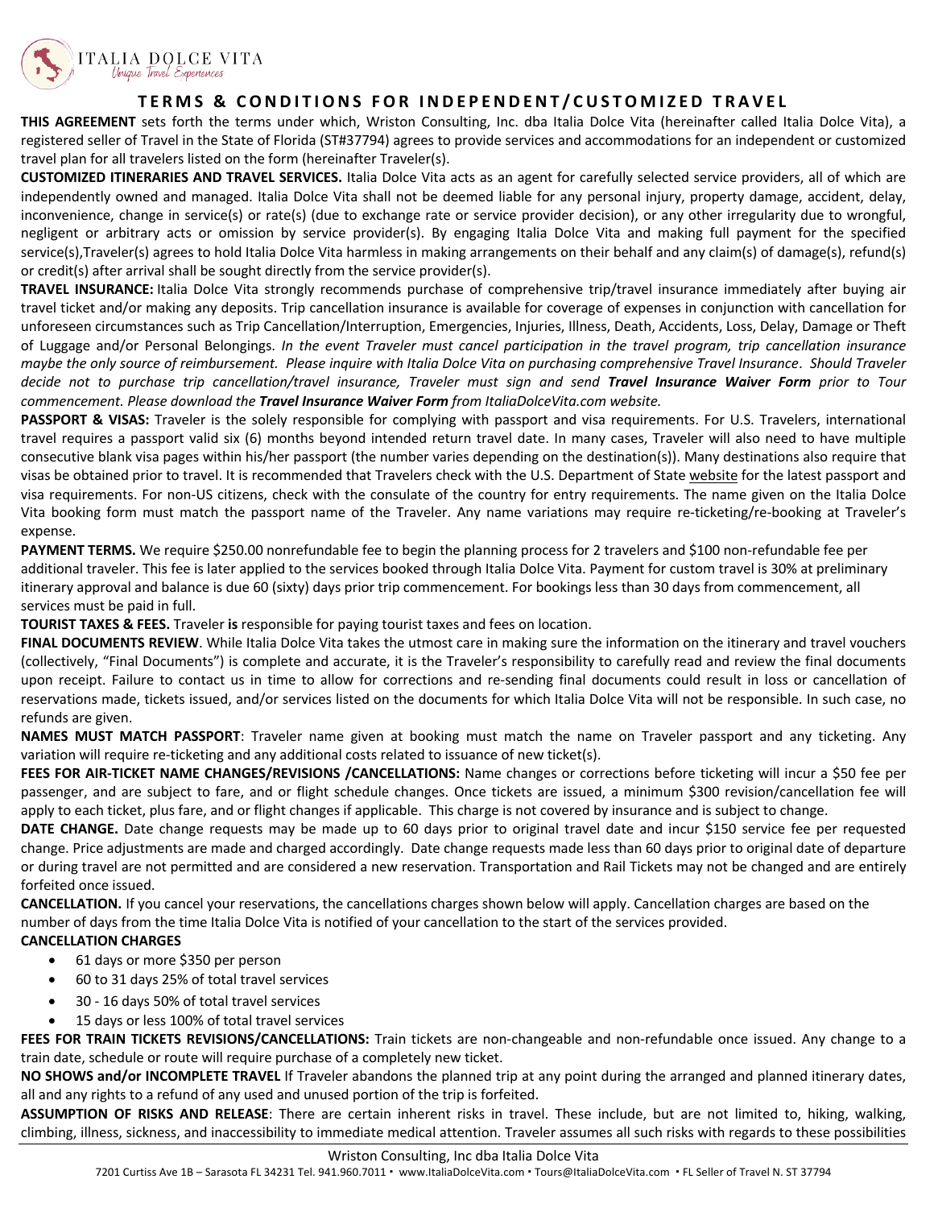# TERMS & CONDITIONS FOR INDEPENDENT/CUSTOMIZED TRAVEL

**THIS AGREEMENT** sets forth the terms under which, Wriston Consulting, Inc. dba Italia Dolce Vita (hereinafter called Italia Dolce Vita), a registered seller of Travel in the State of Florida (ST#37794) agrees to provide services and accommodations for an independent or customized travel plan for all travelers listed on the form (hereinafter Traveler(s).

**CUSTOMIZED ITINERARIES AND TRAVEL SERVICES.** Italia Dolce Vita acts as an agent for carefully selected service providers, all of which are independently owned and managed. Italia Dolce Vita shall not be deemed liable for any personal injury, property damage, accident, delay, inconvenience, change in service(s) or rate(s) (due to exchange rate or service provider decision), or any other irregularity due to wrongful, negligent or arbitrary acts or omission by service provider(s). By engaging Italia Dolce Vita and making full payment for the specified service(s),Traveler(s) agrees to hold Italia Dolce Vita harmless in making arrangements on their behalf and any claim(s) of damage(s), refund(s) or credit(s) after arrival shall be sought directly from the service provider(s).

**TRAVEL INSURANCE:** Italia Dolce Vita strongly recommends purchase of comprehensive trip/travel insurance immediately after buying air travel ticket and/or making any deposits. Trip cancellation insurance is available for coverage of expenses in conjunction with cancellation for unforeseen circumstances such as Trip Cancellation/Interruption, Emergencies, Injuries, Illness, Death, Accidents, Loss, Delay, Damage or Theft of Luggage and/or Personal Belongings. *In the event Traveler must cancel participation in the travel program, trip cancellation insurance maybe the only source of reimbursement. Please inquire with Italia Dolce Vita on purchasing comprehensive Travel Insurance. Should Traveler decide not to purchase trip cancellation/travel insurance, Traveler must sign and send **Travel Insurance Waiver Form** prior to Tour commencement. Please download the **Travel Insurance Waiver Form** from ItaliaDolceVita.com website.*

**PASSPORT & VISAS:** Traveler is the solely responsible for complying with passport and visa requirements. For U.S. Travelers, international travel requires a passport valid six (6) months beyond intended return travel date. In many cases, Traveler will also need to have multiple consecutive blank visa pages within his/her passport (the number varies depending on the destination(s)). Many destinations also require that visas be obtained prior to travel. It is recommended that Travelers check with the U.S. Department of State website for the latest passport and visa requirements. For non-US citizens, check with the consulate of the country for entry requirements. The name given on the Italia Dolce Vita booking form must match the passport name of the Traveler. Any name variations may require re-ticketing/re-booking at Traveler's expense.

**PAYMENT TERMS.** We require $250.00 nonrefundable fee to begin the planning process for 2 travelers and $100 non-refundable fee per additional traveler. This fee is later applied to the services booked through Italia Dolce Vita. Payment for custom travel is 30% at preliminary itinerary approval and balance is due 60 (sixty) days prior trip commencement. For bookings less than 30 days from commencement, all services must be paid in full.

**TOURIST TAXES & FEES.** Traveler **is** responsible for paying tourist taxes and fees on location.

**FINAL DOCUMENTS REVIEW**. While Italia Dolce Vita takes the utmost care in making sure the information on the itinerary and travel vouchers (collectively, "Final Documents") is complete and accurate, it is the Traveler's responsibility to carefully read and review the final documents upon receipt. Failure to contact us in time to allow for corrections and re-sending final documents could result in loss or cancellation of reservations made, tickets issued, and/or services listed on the documents for which Italia Dolce Vita will not be responsible. In such case, no refunds are given.

**NAMES MUST MATCH PASSPORT**: Traveler name given at booking must match the name on Traveler passport and any ticketing. Any variation will require re-ticketing and any additional costs related to issuance of new ticket(s).

**FEES FOR AIR-TICKET NAME CHANGES/REVISIONS /CANCELLATIONS:** Name changes or corrections before ticketing will incur a $50 fee per passenger, and are subject to fare, and or flight schedule changes. Once tickets are issued, a minimum $300 revision/cancellation fee will apply to each ticket, plus fare, and or flight changes if applicable. This charge is not covered by insurance and is subject to change.

**DATE CHANGE.** Date change requests may be made up to 60 days prior to original travel date and incur $150 service fee per requested change. Price adjustments are made and charged accordingly. Date change requests made less than 60 days prior to original date of departure or during travel are not permitted and are considered a new reservation. Transportation and Rail Tickets may not be changed and are entirely forfeited once issued.

**CANCELLATION.** If you cancel your reservations, the cancellations charges shown below will apply. Cancellation charges are based on the number of days from the time Italia Dolce Vita is notified of your cancellation to the start of the services provided.

**CANCELLATION CHARGES**

- 61 days or more $350 per person
- 60 to 31 days 25% of total travel services
- 30 - 16 days 50% of total travel services
- 15 days or less 100% of total travel services

**FEES FOR TRAIN TICKETS REVISIONS/CANCELLATIONS:** Train tickets are non-changeable and non-refundable once issued. Any change to a train date, schedule or route will require purchase of a completely new ticket.

**NO SHOWS and/or INCOMPLETE TRAVEL** If Traveler abandons the planned trip at any point during the arranged and planned itinerary dates, all and any rights to a refund of any used and unused portion of the trip is forfeited.

**ASSUMPTION OF RISKS AND RELEASE**: There are certain inherent risks in travel. These include, but are not limited to, hiking, walking, climbing, illness, sickness, and inaccessibility to immediate medical attention. Traveler assumes all such risks with regards to these possibilities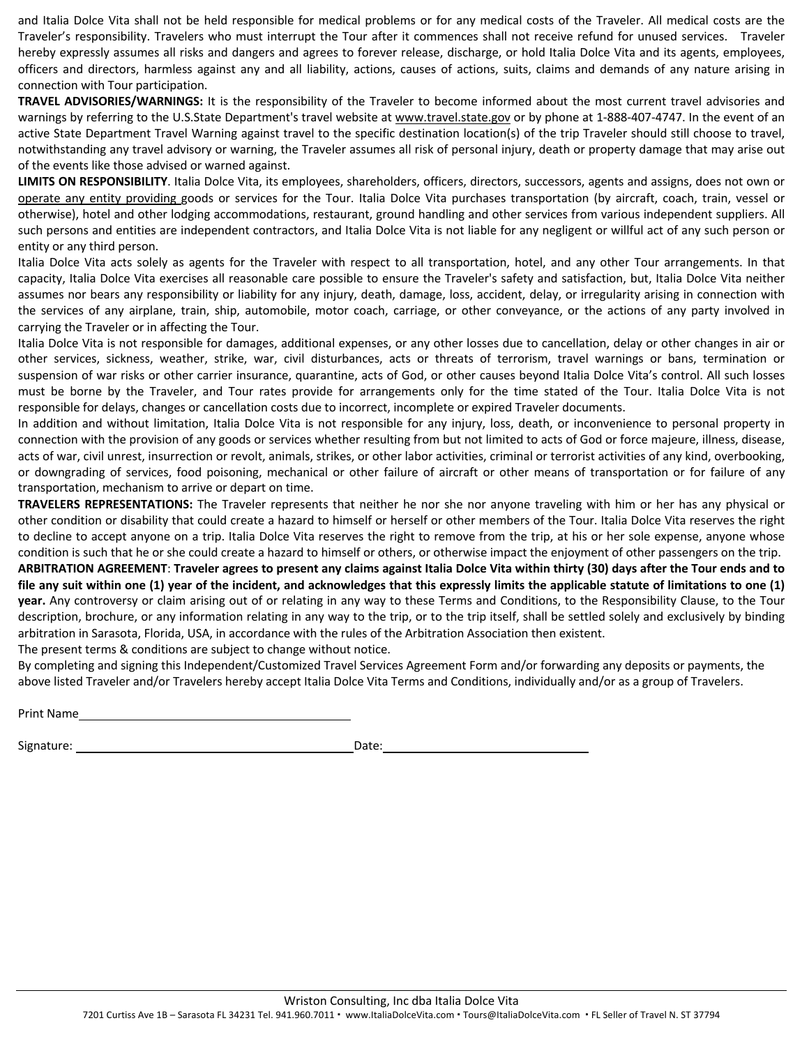and Italia Dolce Vita shall not be held responsible for medical problems or for any medical costs of the Traveler. All medical costs are the Traveler's responsibility. Travelers who must interrupt the Tour after it commences shall not receive refund for unused services. Traveler hereby expressly assumes all risks and dangers and agrees to forever release, discharge, or hold Italia Dolce Vita and its agents, employees, officers and directors, harmless against any and all liability, actions, causes of actions, suits, claims and demands of any nature arising in connection with Tour participation.

**TRAVEL ADVISORIES/WARNINGS:** It is the responsibility of the Traveler to become informed about the most current travel advisories and warnings by referring to the U.S.State Department's travel website at www.travel.state.gov or by phone at 1-888-407-4747. In the event of an active State Department Travel Warning against travel to the specific destination location(s) of the trip Traveler should still choose to travel, notwithstanding any travel advisory or warning, the Traveler assumes all risk of personal injury, death or property damage that may arise out of the events like those advised or warned against.

**LIMITS ON RESPONSIBILITY**. Italia Dolce Vita, its employees, shareholders, officers, directors, successors, agents and assigns, does not own or operate any entity providing goods or services for the Tour. Italia Dolce Vita purchases transportation (by aircraft, coach, train, vessel or otherwise), hotel and other lodging accommodations, restaurant, ground handling and other services from various independent suppliers. All such persons and entities are independent contractors, and Italia Dolce Vita is not liable for any negligent or willful act of any such person or entity or any third person.

Italia Dolce Vita acts solely as agents for the Traveler with respect to all transportation, hotel, and any other Tour arrangements. In that capacity, Italia Dolce Vita exercises all reasonable care possible to ensure the Traveler's safety and satisfaction, but, Italia Dolce Vita neither assumes nor bears any responsibility or liability for any injury, death, damage, loss, accident, delay, or irregularity arising in connection with the services of any airplane, train, ship, automobile, motor coach, carriage, or other conveyance, or the actions of any party involved in carrying the Traveler or in affecting the Tour.

Italia Dolce Vita is not responsible for damages, additional expenses, or any other losses due to cancellation, delay or other changes in air or other services, sickness, weather, strike, war, civil disturbances, acts or threats of terrorism, travel warnings or bans, termination or suspension of war risks or other carrier insurance, quarantine, acts of God, or other causes beyond Italia Dolce Vita's control. All such losses must be borne by the Traveler, and Tour rates provide for arrangements only for the time stated of the Tour. Italia Dolce Vita is not responsible for delays, changes or cancellation costs due to incorrect, incomplete or expired Traveler documents.

In addition and without limitation, Italia Dolce Vita is not responsible for any injury, loss, death, or inconvenience to personal property in connection with the provision of any goods or services whether resulting from but not limited to acts of God or force majeure, illness, disease, acts of war, civil unrest, insurrection or revolt, animals, strikes, or other labor activities, criminal or terrorist activities of any kind, overbooking, or downgrading of services, food poisoning, mechanical or other failure of aircraft or other means of transportation or for failure of any transportation, mechanism to arrive or depart on time.

**TRAVELERS REPRESENTATIONS:** The Traveler represents that neither he nor she nor anyone traveling with him or her has any physical or other condition or disability that could create a hazard to himself or herself or other members of the Tour. Italia Dolce Vita reserves the right to decline to accept anyone on a trip. Italia Dolce Vita reserves the right to remove from the trip, at his or her sole expense, anyone whose condition is such that he or she could create a hazard to himself or others, or otherwise impact the enjoyment of other passengers on the trip.

**ARBITRATION AGREEMENT**: **Traveler agrees to present any claims against Italia Dolce Vita within thirty (30) days after the Tour ends and to file any suit within one (1) year of the incident, and acknowledges that this expressly limits the applicable statute of limitations to one (1) year.** Any controversy or claim arising out of or relating in any way to these Terms and Conditions, to the Responsibility Clause, to the Tour description, brochure, or any information relating in any way to the trip, or to the trip itself, shall be settled solely and exclusively by binding arbitration in Sarasota, Florida, USA, in accordance with the rules of the Arbitration Association then existent.

The present terms & conditions are subject to change without notice.

By completing and signing this Independent/Customized Travel Services Agreement Form and/or forwarding any deposits or payments, the above listed Traveler and/or Travelers hereby accept Italia Dolce Vita Terms and Conditions, individually and/or as a group of Travelers.

Print Name\_\_\_\_\_\_\_\_\_\_\_\_\_\_\_\_\_\_\_\_\_\_\_\_\_\_\_\_\_\_\_\_\_\_\_\_\_\_\_\_

Signature: \_\_\_\_\_\_\_\_\_\_\_\_\_\_\_\_\_\_\_\_\_\_\_\_\_\_\_\_\_\_\_\_\_\_\_\_\_\_\_\_\_\_ Date:\_\_\_\_\_\_\_\_\_\_\_\_\_\_\_\_\_\_\_\_\_\_\_\_\_\_\_\_\_\_\_\_

Wriston Consulting, Inc dba Italia Dolce Vita

7201 Curtiss Ave 1B – Sarasota FL 34231 Tel. 941.960.7011 • www.ItaliaDolceVita.com • Tours@ItaliaDolceVita.com • FL Seller of Travel N. ST 37794